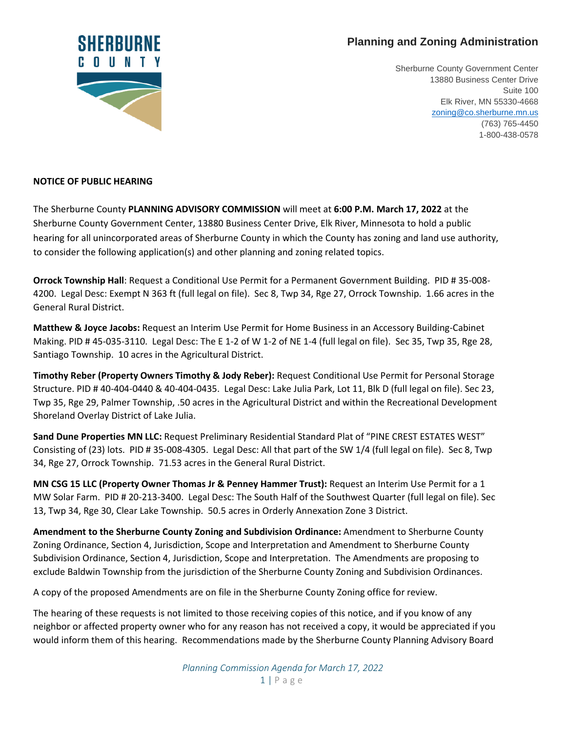**SHERBURNE COUNTY**

## Planning and Zoning Administration

Sherburne County Government Center
13880 Business Center Drive
Suite 100
Elk River, MN 55330-4668
zoning@co.sherburne.mn.us
(763) 765-4450
1-800-438-0578

**NOTICE OF PUBLIC HEARING**

The Sherburne County **PLANNING ADVISORY COMMISSION** will meet at **6:00 P.M. March 17, 2022** at the Sherburne County Government Center, 13880 Business Center Drive, Elk River, Minnesota to hold a public hearing for all unincorporated areas of Sherburne County in which the County has zoning and land use authority, to consider the following application(s) and other planning and zoning related topics.

**Orrock Township Hall**: Request a Conditional Use Permit for a Permanent Government Building. PID # 35-008-4200. Legal Desc: Exempt N 363 ft (full legal on file). Sec 8, Twp 34, Rge 27, Orrock Township. 1.66 acres in the General Rural District.

**Matthew & Joyce Jacobs:** Request an Interim Use Permit for Home Business in an Accessory Building-Cabinet Making. PID # 45-035-3110. Legal Desc: The E 1-2 of W 1-2 of NE 1-4 (full legal on file). Sec 35, Twp 35, Rge 28, Santiago Township. 10 acres in the Agricultural District.

**Timothy Reber (Property Owners Timothy & Jody Reber):** Request Conditional Use Permit for Personal Storage Structure. PID # 40-404-0440 & 40-404-0435. Legal Desc: Lake Julia Park, Lot 11, Blk D (full legal on file). Sec 23, Twp 35, Rge 29, Palmer Township, .50 acres in the Agricultural District and within the Recreational Development Shoreland Overlay District of Lake Julia.

**Sand Dune Properties MN LLC:** Request Preliminary Residential Standard Plat of "PINE CREST ESTATES WEST" Consisting of (23) lots. PID # 35-008-4305. Legal Desc: All that part of the SW 1/4 (full legal on file). Sec 8, Twp 34, Rge 27, Orrock Township. 71.53 acres in the General Rural District.

**MN CSG 15 LLC (Property Owner Thomas Jr & Penney Hammer Trust):** Request an Interim Use Permit for a 1 MW Solar Farm. PID # 20-213-3400. Legal Desc: The South Half of the Southwest Quarter (full legal on file). Sec 13, Twp 34, Rge 30, Clear Lake Township. 50.5 acres in Orderly Annexation Zone 3 District.

**Amendment to the Sherburne County Zoning and Subdivision Ordinance:** Amendment to Sherburne County Zoning Ordinance, Section 4, Jurisdiction, Scope and Interpretation and Amendment to Sherburne County Subdivision Ordinance, Section 4, Jurisdiction, Scope and Interpretation. The Amendments are proposing to exclude Baldwin Township from the jurisdiction of the Sherburne County Zoning and Subdivision Ordinances.

A copy of the proposed Amendments are on file in the Sherburne County Zoning office for review.

The hearing of these requests is not limited to those receiving copies of this notice, and if you know of any neighbor or affected property owner who for any reason has not received a copy, it would be appreciated if you would inform them of this hearing. Recommendations made by the Sherburne County Planning Advisory Board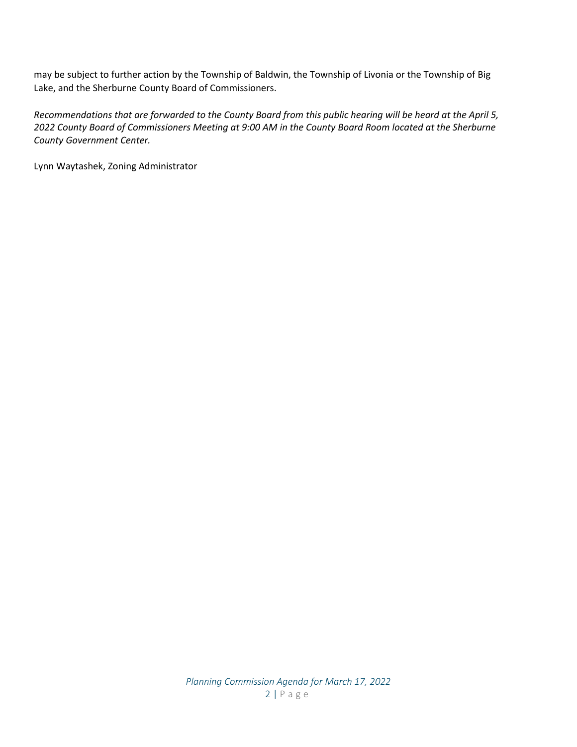may be subject to further action by the Township of Baldwin, the Township of Livonia or the Township of Big Lake, and the Sherburne County Board of Commissioners.

*Recommendations that are forwarded to the County Board from this public hearing will be heard at the April 5, 2022 County Board of Commissioners Meeting at 9:00 AM in the County Board Room located at the Sherburne County Government Center.*

Lynn Waytashek, Zoning Administrator